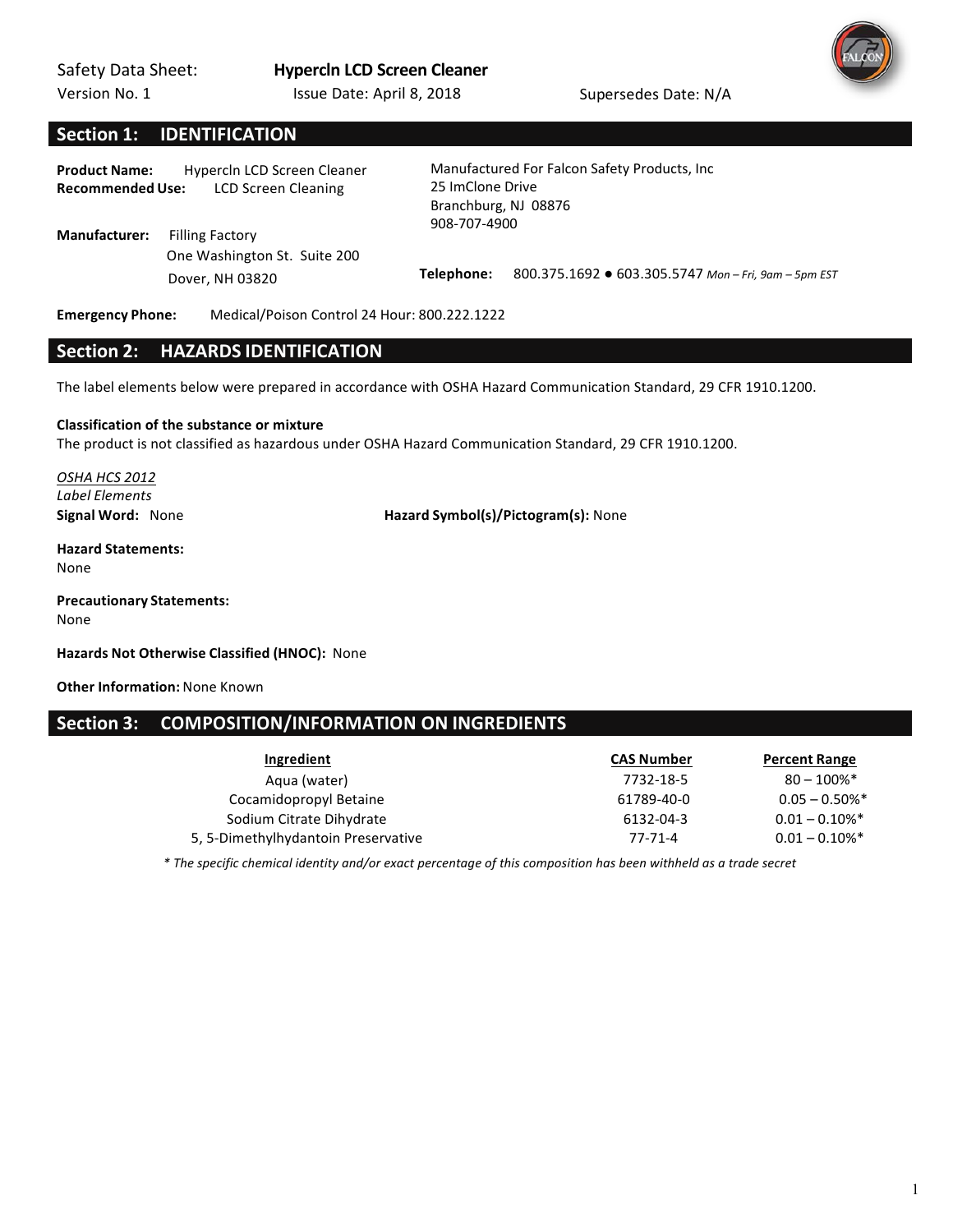Safety Data Sheet: **Hypercln LCD Screen Cleaner**
Version No. 1 Issue Date: April 8, 2018 Supersedes Date: N/A

## Section 1: IDENTIFICATION

**Product Name:** Hypercln LCD Screen Cleaner
**Recommended Use:** LCD Screen Cleaning

**Manufacturer:** Filling Factory
One Washington St. Suite 200
Dover, NH 03820

Manufactured For Falcon Safety Products, Inc
25 ImClone Drive
Branchburg, NJ 08876
908-707-4900

**Telephone:** 800.375.1692 ● 603.305.5747 *Mon – Fri, 9am – 5pm EST*

**Emergency Phone:** Medical/Poison Control 24 Hour: 800.222.1222

## Section 2: HAZARDS IDENTIFICATION

The label elements below were prepared in accordance with OSHA Hazard Communication Standard, 29 CFR 1910.1200.

**Classification of the substance or mixture**
The product is not classified as hazardous under OSHA Hazard Communication Standard, 29 CFR 1910.1200.

*OSHA HCS 2012*
*Label Elements*
**Signal Word:** None **Hazard Symbol(s)/Pictogram(s):** None

**Hazard Statements:**
None

**Precautionary Statements:**
None

**Hazards Not Otherwise Classified (HNOC):** None

**Other Information:** None Known

## Section 3: COMPOSITION/INFORMATION ON INGREDIENTS

| Ingredient | CAS Number | Percent Range |
|---|---|---|
| Aqua (water) | 7732-18-5 | 80 – 100%* |
| Cocamidopropyl Betaine | 61789-40-0 | 0.05 – 0.50%* |
| Sodium Citrate Dihydrate | 6132-04-3 | 0.01 – 0.10%* |
| 5, 5-Dimethylhydantoin Preservative | 77-71-4 | 0.01 – 0.10%* |

*\* The specific chemical identity and/or exact percentage of this composition has been withheld as a trade secret*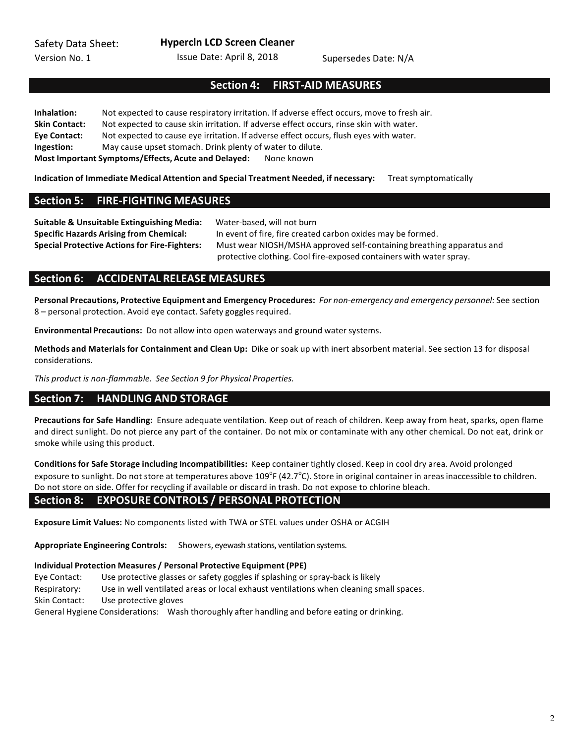## Section 4: FIRST-AID MEASURES

**Inhalation:** Not expected to cause respiratory irritation. If adverse effect occurs, move to fresh air.
**Skin Contact:** Not expected to cause skin irritation. If adverse effect occurs, rinse skin with water.
**Eye Contact:** Not expected to cause eye irritation. If adverse effect occurs, flush eyes with water.
**Ingestion:** May cause upset stomach. Drink plenty of water to dilute.
**Most Important Symptoms/Effects, Acute and Delayed:** None known

**Indication of Immediate Medical Attention and Special Treatment Needed, if necessary:** Treat symptomatically

## Section 5: FIRE-FIGHTING MEASURES

**Suitable & Unsuitable Extinguishing Media:** Water-based, will not burn
**Specific Hazards Arising from Chemical:** In event of fire, fire created carbon oxides may be formed.
**Special Protective Actions for Fire-Fighters:** Must wear NIOSH/MSHA approved self-containing breathing apparatus and protective clothing. Cool fire-exposed containers with water spray.

## Section 6: ACCIDENTAL RELEASE MEASURES

**Personal Precautions, Protective Equipment and Emergency Procedures:** *For non-emergency and emergency personnel:* See section 8 – personal protection. Avoid eye contact. Safety goggles required.

**Environmental Precautions:** Do not allow into open waterways and ground water systems.

**Methods and Materials for Containment and Clean Up:** Dike or soak up with inert absorbent material. See section 13 for disposal considerations.

*This product is non-flammable. See Section 9 for Physical Properties.*

## Section 7: HANDLING AND STORAGE

**Precautions for Safe Handling:** Ensure adequate ventilation. Keep out of reach of children. Keep away from heat, sparks, open flame and direct sunlight. Do not pierce any part of the container. Do not mix or contaminate with any other chemical. Do not eat, drink or smoke while using this product.

**Conditions for Safe Storage including Incompatibilities:** Keep container tightly closed. Keep in cool dry area. Avoid prolonged exposure to sunlight. Do not store at temperatures above 109°F (42.7°C). Store in original container in areas inaccessible to children. Do not store on side. Offer for recycling if available or discard in trash. Do not expose to chlorine bleach.

## Section 8: EXPOSURE CONTROLS / PERSONAL PROTECTION

**Exposure Limit Values:** No components listed with TWA or STEL values under OSHA or ACGIH

**Appropriate Engineering Controls:** Showers, eyewash stations, ventilation systems.

**Individual Protection Measures / Personal Protective Equipment (PPE)**
Eye Contact: Use protective glasses or safety goggles if splashing or spray-back is likely
Respiratory: Use in well ventilated areas or local exhaust ventilations when cleaning small spaces.
Skin Contact: Use protective gloves
General Hygiene Considerations: Wash thoroughly after handling and before eating or drinking.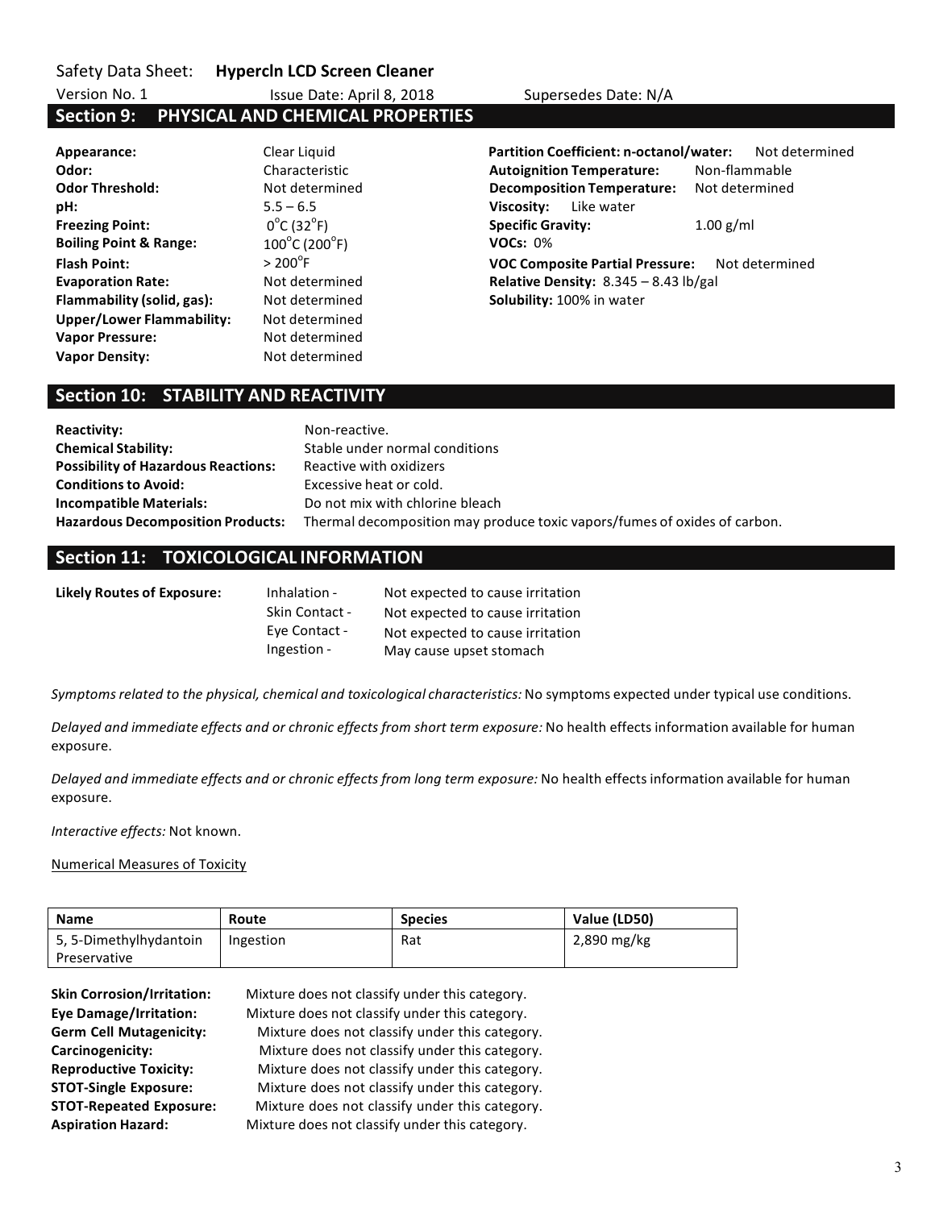Safety Data Sheet: **Hypercln LCD Screen Cleaner**

Version No. 1 Issue Date: April 8, 2018 Supersedes Date: N/A

## Section 9: PHYSICAL AND CHEMICAL PROPERTIES

**Appearance:** Clear Liquid
**Odor:** Characteristic
**Odor Threshold:** Not determined
**pH:** 5.5 – 6.5
**Freezing Point:** $0^{\circ}$C ($32^{\circ}$F)
**Boiling Point & Range:** $100^{\circ}$C ($200^{\circ}$F)
**Flash Point:** > $200^{\circ}$F
**Evaporation Rate:** Not determined
**Flammability (solid, gas):** Not determined
**Upper/Lower Flammability:** Not determined
**Vapor Pressure:** Not determined
**Vapor Density:** Not determined

**Partition Coefficient: n-octanol/water:** Not determined
**Autoignition Temperature:** Non-flammable
**Decomposition Temperature:** Not determined
**Viscosity:** Like water
**Specific Gravity:** 1.00 g/ml
**VOCs:** 0%
**VOC Composite Partial Pressure:** Not determined
**Relative Density:** 8.345 – 8.43 lb/gal
**Solubility:** 100% in water

## Section 10: STABILITY AND REACTIVITY

**Reactivity:** Non-reactive.
**Chemical Stability:** Stable under normal conditions
**Possibility of Hazardous Reactions:** Reactive with oxidizers
**Conditions to Avoid:** Excessive heat or cold.
**Incompatible Materials:** Do not mix with chlorine bleach
**Hazardous Decomposition Products:** Thermal decomposition may produce toxic vapors/fumes of oxides of carbon.

## Section 11: TOXICOLOGICAL INFORMATION

**Likely Routes of Exposure:**
Inhalation - Not expected to cause irritation
Skin Contact - Not expected to cause irritation
Eye Contact - Not expected to cause irritation
Ingestion - May cause upset stomach

*Symptoms related to the physical, chemical and toxicological characteristics:* No symptoms expected under typical use conditions.

*Delayed and immediate effects and or chronic effects from short term exposure:* No health effects information available for human exposure.

*Delayed and immediate effects and or chronic effects from long term exposure:* No health effects information available for human exposure.

*Interactive effects:* Not known.

Numerical Measures of Toxicity

| Name | Route | Species | Value (LD50) |
|---|---|---|---|
| 5, 5-Dimethylhydantoin Preservative | Ingestion | Rat | 2,890 mg/kg |

**Skin Corrosion/Irritation:** Mixture does not classify under this category.
**Eye Damage/Irritation:** Mixture does not classify under this category.
**Germ Cell Mutagenicity:** Mixture does not classify under this category.
**Carcinogenicity:** Mixture does not classify under this category.
**Reproductive Toxicity:** Mixture does not classify under this category.
**STOT-Single Exposure:** Mixture does not classify under this category.
**STOT-Repeated Exposure:** Mixture does not classify under this category.
**Aspiration Hazard:** Mixture does not classify under this category.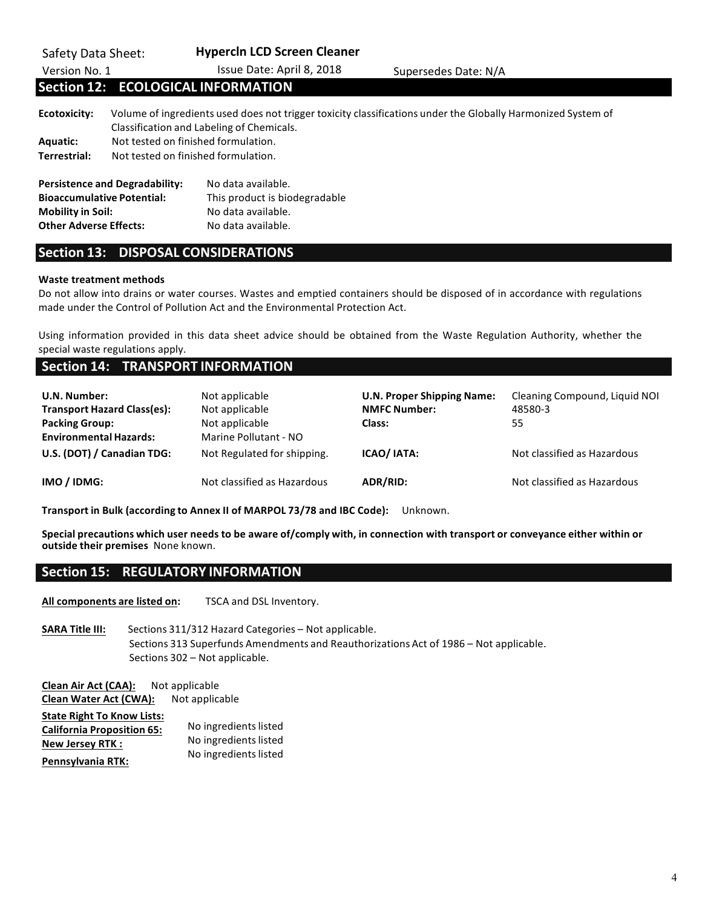Safety Data Sheet: **Hypercln LCD Screen Cleaner**

Version No. 1 | Issue Date: April 8, 2018 | Supersedes Date: N/A

## Section 12: ECOLOGICAL INFORMATION

**Ecotoxicity:** Volume of ingredients used does not trigger toxicity classifications under the Globally Harmonized System of Classification and Labeling of Chemicals.

**Aquatic:** Not tested on finished formulation.

**Terrestrial:** Not tested on finished formulation.

**Persistence and Degradability:** No data available.

**Bioaccumulative Potential:** This product is biodegradable

**Mobility in Soil:** No data available.

**Other Adverse Effects:** No data available.

## Section 13: DISPOSAL CONSIDERATIONS

**Waste treatment methods**

Do not allow into drains or water courses. Wastes and emptied containers should be disposed of in accordance with regulations made under the Control of Pollution Act and the Environmental Protection Act.

Using information provided in this data sheet advice should be obtained from the Waste Regulation Authority, whether the special waste regulations apply.

## Section 14: TRANSPORT INFORMATION

| | | | |
|---|---|---|---|
| **U.N. Number:** | Not applicable | **U.N. Proper Shipping Name:** | Cleaning Compound, Liquid NOI |
| **Transport Hazard Class(es):** | Not applicable | **NMFC Number:** | 48580-3 |
| **Packing Group:** | Not applicable | **Class:** | 55 |
| **Environmental Hazards:** | Marine Pollutant - NO | | |
| **U.S. (DOT) / Canadian TDG:** | Not Regulated for shipping. | **ICAO/ IATA:** | Not classified as Hazardous |
| **IMO / IDMG:** | Not classified as Hazardous | **ADR/RID:** | Not classified as Hazardous |

**Transport in Bulk (according to Annex II of MARPOL 73/78 and IBC Code):** Unknown.

**Special precautions which user needs to be aware of/comply with, in connection with transport or conveyance either within or outside their premises** None known.

## Section 15: REGULATORY INFORMATION

**All components are listed on:** TSCA and DSL Inventory.

**SARA Title III:** Sections 311/312 Hazard Categories – Not applicable.
Sections 313 Superfunds Amendments and Reauthorizations Act of 1986 – Not applicable.
Sections 302 – Not applicable.

**Clean Air Act (CAA):** Not applicable

**Clean Water Act (CWA):** Not applicable

**State Right To Know Lists:**

**California Proposition 65:** No ingredients listed

**New Jersey RTK :** No ingredients listed

**Pennsylvania RTK:** No ingredients listed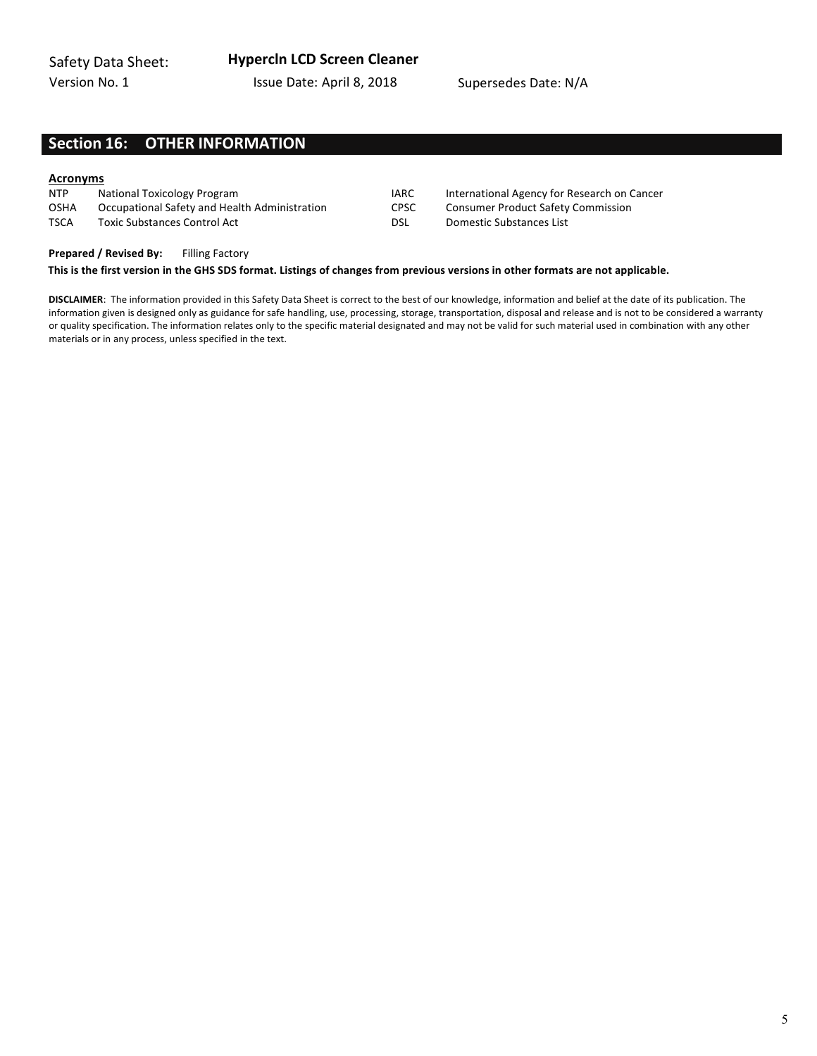## Section 16: OTHER INFORMATION

**Acronyms**

| | | | |
|---|---|---|---|
| NTP | National Toxicology Program | IARC | International Agency for Research on Cancer |
| OSHA | Occupational Safety and Health Administration | CPSC | Consumer Product Safety Commission |
| TSCA | Toxic Substances Control Act | DSL | Domestic Substances List |

**Prepared / Revised By:** Filling Factory

**This is the first version in the GHS SDS format. Listings of changes from previous versions in other formats are not applicable.**

**DISCLAIMER**: The information provided in this Safety Data Sheet is correct to the best of our knowledge, information and belief at the date of its publication. The information given is designed only as guidance for safe handling, use, processing, storage, transportation, disposal and release and is not to be considered a warranty or quality specification. The information relates only to the specific material designated and may not be valid for such material used in combination with any other materials or in any process, unless specified in the text.